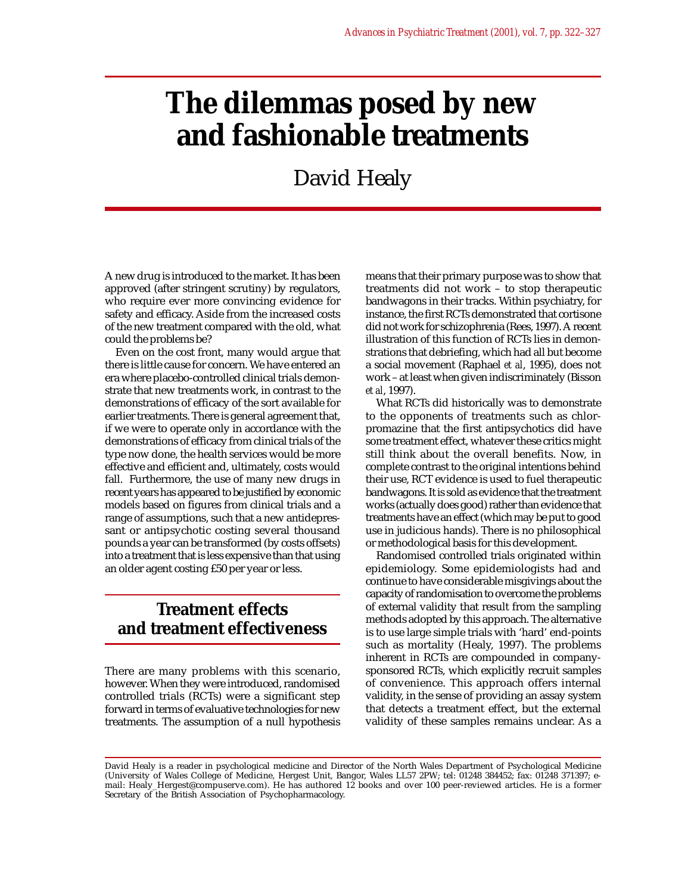# The dilemmas posed by new and fashionable treatments

David Healy

A new drug is introduced to the market. It has been approved (after stringent scrutiny) by regulators, who require ever more convincing evidence for safety and efficacy. Aside from the increased costs of the new treatment compared with the old, what could the problems be?

Even on the cost front, many would argue that there is little cause for concern. We have entered an era where placebo-controlled clinical trials demonstrate that new treatments work, in contrast to the demonstrations of efficacy of the sort available for earlier treatments. There is general agreement that, if we were to operate only in accordance with the demonstrations of efficacy from clinical trials of the type now done, the health services would be more effective and efficient and, ultimately, costs would fall. Furthermore, the use of many new drugs in recent years has appeared to be justified by economic models based on figures from clinical trials and a range of assumptions, such that a new antidepressant or antipsychotic costing several thousand pounds a year can be transformed (by costs offsets) into a treatment that is less expensive than that using an older agent costing £50 per year or less.

## Treatment effects and treatment effectiveness

There are many problems with this scenario, however. When they were introduced, randomised controlled trials (RCTs) were a significant step forward in terms of evaluative technologies for new treatments. The assumption of a null hypothesis means that their primary purpose was to show that treatments did not work – to stop therapeutic bandwagons in their tracks. Within psychiatry, for instance, the first RCTs demonstrated that cortisone did not work for schizophrenia (Rees, 1997). A recent illustration of this function of RCTs lies in demonstrations that debriefing, which had all but become a social movement (Raphael *et al*, 1995), does not work – at least when given indiscriminately (Bisson *et al*, 1997).

What RCTs did historically was to demonstrate to the opponents of treatments such as chlorpromazine that the first antipsychotics did have some treatment effect, whatever these critics might still think about the overall benefits. Now, in complete contrast to the original intentions behind their use, RCT evidence is used to fuel therapeutic bandwagons. It is sold as evidence that the treatment works (actually does good) rather than evidence that treatments have an effect (which may be put to good use in judicious hands). There is no philosophical or methodological basis for this development.

Randomised controlled trials originated within epidemiology. Some epidemiologists had and continue to have considerable misgivings about the capacity of randomisation to overcome the problems of external validity that result from the sampling methods adopted by this approach. The alternative is to use large simple trials with 'hard' end-points such as mortality (Healy, 1997). The problems inherent in RCTs are compounded in company-sponsored RCTs, which explicitly recruit samples of convenience. This approach offers internal validity, in the sense of providing an assay system that detects a treatment effect, but the external validity of these samples remains unclear. As a

David Healy is a reader in psychological medicine and Director of the North Wales Department of Psychological Medicine (University of Wales College of Medicine, Hergest Unit, Bangor, Wales LL57 2PW; tel: 01248 384452; fax: 01248 371397; e-mail: Healy_Hergest@compuserve.com). He has authored 12 books and over 100 peer-reviewed articles. He is a former Secretary of the British Association of Psychopharmacology.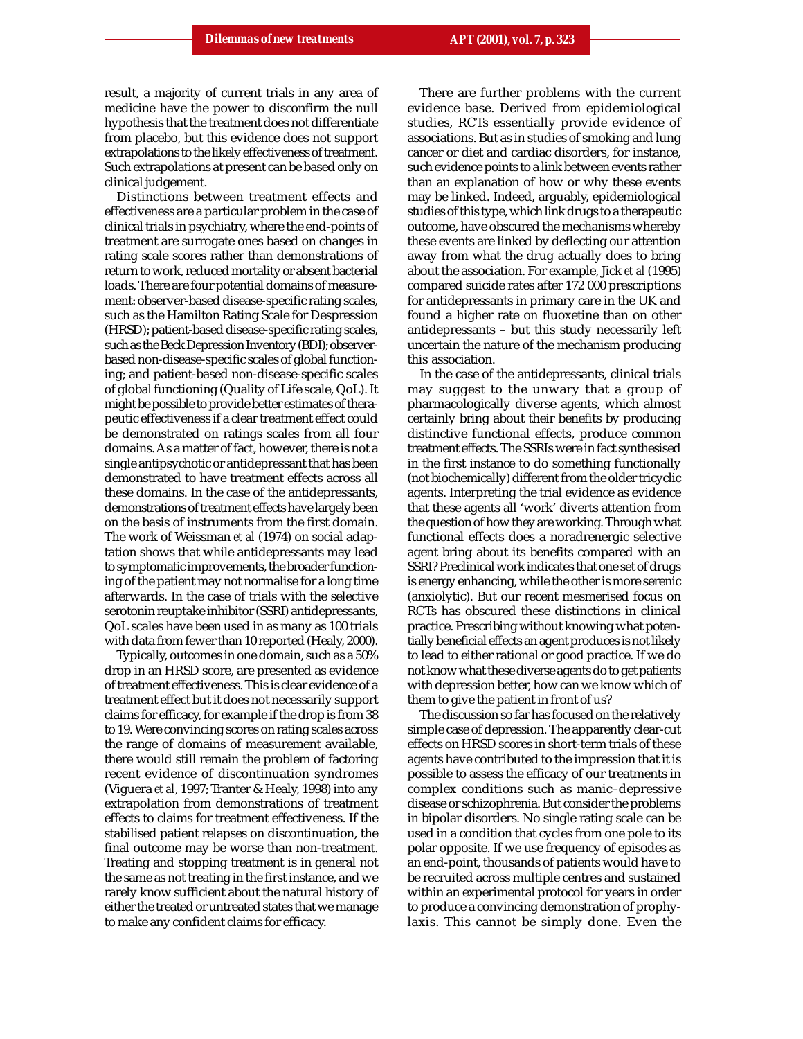result, a majority of current trials in any area of medicine have the power to disconfirm the null hypothesis that the treatment does not differentiate from placebo, but this evidence does not support extrapolations to the likely effectiveness of treatment. Such extrapolations at present can be based only on clinical judgement.

Distinctions between treatment effects and effectiveness are a particular problem in the case of clinical trials in psychiatry, where the end-points of treatment are surrogate ones based on changes in rating scale scores rather than demonstrations of return to work, reduced mortality or absent bacterial loads. There are four potential domains of measurement: observer-based disease-specific rating scales, such as the Hamilton Rating Scale for Despression (HRSD); patient-based disease-specific rating scales, such as the Beck Depression Inventory (BDI); observer-based non-disease-specific scales of global functioning; and patient-based non-disease-specific scales of global functioning (Quality of Life scale, QoL). It might be possible to provide better estimates of therapeutic effectiveness if a clear treatment effect could be demonstrated on ratings scales from all four domains. As a matter of fact, however, there is not a single antipsychotic or antidepressant that has been demonstrated to have treatment effects across all these domains. In the case of the antidepressants, demonstrations of treatment effects have largely been on the basis of instruments from the first domain. The work of Weissman *et al* (1974) on social adaptation shows that while antidepressants may lead to symptomatic improvements, the broader functioning of the patient may not normalise for a long time afterwards. In the case of trials with the selective serotonin reuptake inhibitor (SSRI) antidepressants, QoL scales have been used in as many as 100 trials with data from fewer than 10 reported (Healy, 2000).

Typically, outcomes in one domain, such as a 50% drop in an HRSD score, are presented as evidence of treatment effectiveness. This is clear evidence of a treatment effect but it does not necessarily support claims for efficacy, for example if the drop is from 38 to 19. Were convincing scores on rating scales across the range of domains of measurement available, there would still remain the problem of factoring recent evidence of discontinuation syndromes (Viguera *et al*, 1997; Tranter & Healy, 1998) into any extrapolation from demonstrations of treatment effects to claims for treatment effectiveness. If the stabilised patient relapses on discontinuation, the final outcome may be worse than non-treatment. Treating and stopping treatment is in general not the same as not treating in the first instance, and we rarely know sufficient about the natural history of either the treated or untreated states that we manage to make any confident claims for efficacy.

There are further problems with the current evidence base. Derived from epidemiological studies, RCTs essentially provide evidence of associations. But as in studies of smoking and lung cancer or diet and cardiac disorders, for instance, such evidence points to a link between events rather than an explanation of how or why these events may be linked. Indeed, arguably, epidemiological studies of this type, which link drugs to a therapeutic outcome, have obscured the mechanisms whereby these events are linked by deflecting our attention away from what the drug actually does to bring about the association. For example, Jick *et al* (1995) compared suicide rates after 172 000 prescriptions for antidepressants in primary care in the UK and found a higher rate on fluoxetine than on other antidepressants – but this study necessarily left uncertain the nature of the mechanism producing this association.

In the case of the antidepressants, clinical trials may suggest to the unwary that a group of pharmacologically diverse agents, which almost certainly bring about their benefits by producing distinctive functional effects, produce common treatment effects. The SSRIs were in fact synthesised in the first instance to do something functionally (not biochemically) different from the older tricyclic agents. Interpreting the trial evidence as evidence that these agents all 'work' diverts attention from the question of how they are working. Through what functional effects does a noradrenergic selective agent bring about its benefits compared with an SSRI? Preclinical work indicates that one set of drugs is energy enhancing, while the other is more serenic (anxiolytic). But our recent mesmerised focus on RCTs has obscured these distinctions in clinical practice. Prescribing without knowing what potentially beneficial effects an agent produces is not likely to lead to either rational or good practice. If we do not know what these diverse agents do to get patients with depression better, how can we know which of them to give the patient in front of us?

The discussion so far has focused on the relatively simple case of depression. The apparently clear-cut effects on HRSD scores in short-term trials of these agents have contributed to the impression that it is possible to assess the efficacy of our treatments in complex conditions such as manic–depressive disease or schizophrenia. But consider the problems in bipolar disorders. No single rating scale can be used in a condition that cycles from one pole to its polar opposite. If we use frequency of episodes as an end-point, thousands of patients would have to be recruited across multiple centres and sustained within an experimental protocol for years in order to produce a convincing demonstration of prophylaxis. This cannot be simply done. Even the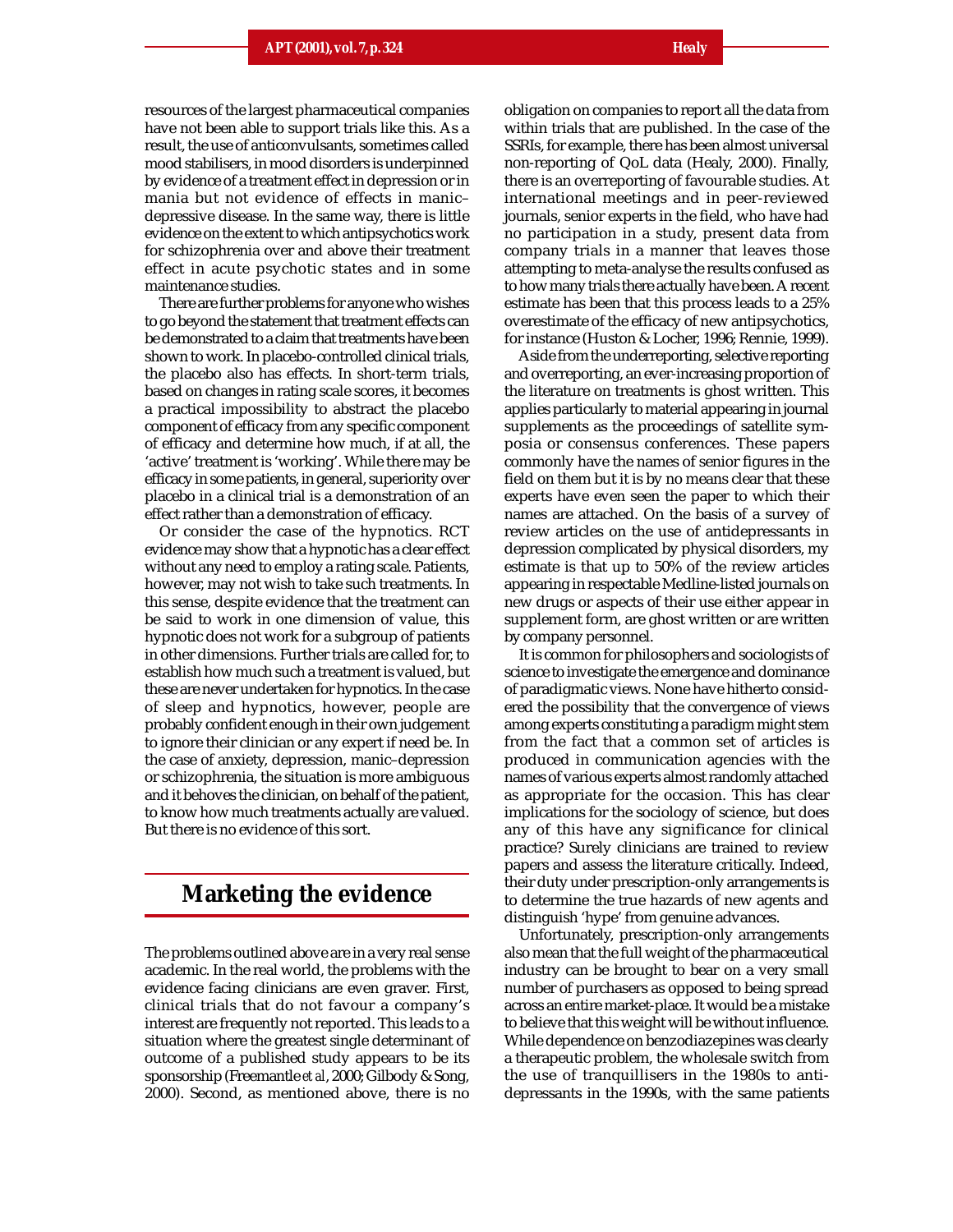resources of the largest pharmaceutical companies have not been able to support trials like this. As a result, the use of anticonvulsants, sometimes called mood stabilisers, in mood disorders is underpinned by evidence of a treatment effect in depression or in mania but not evidence of effects in manic–depressive disease. In the same way, there is little evidence on the extent to which antipsychotics work for schizophrenia over and above their treatment effect in acute psychotic states and in some maintenance studies.

There are further problems for anyone who wishes to go beyond the statement that treatment effects can be demonstrated to a claim that treatments have been shown to work. In placebo-controlled clinical trials, the placebo also has effects. In short-term trials, based on changes in rating scale scores, it becomes a practical impossibility to abstract the placebo component of efficacy from any specific component of efficacy and determine how much, if at all, the 'active' treatment is 'working'. While there may be efficacy in some patients, in general, superiority over placebo in a clinical trial is a demonstration of an effect rather than a demonstration of efficacy.

Or consider the case of the hypnotics. RCT evidence may show that a hypnotic has a clear effect without any need to employ a rating scale. Patients, however, may not wish to take such treatments. In this sense, despite evidence that the treatment can be said to work in one dimension of value, this hypnotic does not work for a subgroup of patients in other dimensions. Further trials are called for, to establish how much such a treatment is valued, but these are never undertaken for hypnotics. In the case of sleep and hypnotics, however, people are probably confident enough in their own judgement to ignore their clinician or any expert if need be. In the case of anxiety, depression, manic–depression or schizophrenia, the situation is more ambiguous and it behoves the clinician, on behalf of the patient, to know how much treatments actually are valued. But there is no evidence of this sort.

## Marketing the evidence

The problems outlined above are in a very real sense academic. In the real world, the problems with the evidence facing clinicians are even graver. First, clinical trials that do not favour a company's interest are frequently not reported. This leads to a situation where the greatest single determinant of outcome of a published study appears to be its sponsorship (Freemantle *et al*, 2000; Gilbody & Song, 2000). Second, as mentioned above, there is no obligation on companies to report all the data from within trials that are published. In the case of the SSRIs, for example, there has been almost universal non-reporting of QoL data (Healy, 2000). Finally, there is an overreporting of favourable studies. At international meetings and in peer-reviewed journals, senior experts in the field, who have had no participation in a study, present data from company trials in a manner that leaves those attempting to meta-analyse the results confused as to how many trials there actually have been. A recent estimate has been that this process leads to a 25% overestimate of the efficacy of new antipsychotics, for instance (Huston & Locher, 1996; Rennie, 1999).

Aside from the underreporting, selective reporting and overreporting, an ever-increasing proportion of the literature on treatments is ghost written. This applies particularly to material appearing in journal supplements as the proceedings of satellite symposia or consensus conferences. These papers commonly have the names of senior figures in the field on them but it is by no means clear that these experts have even seen the paper to which their names are attached. On the basis of a survey of review articles on the use of antidepressants in depression complicated by physical disorders, my estimate is that up to 50% of the review articles appearing in respectable Medline-listed journals on new drugs or aspects of their use either appear in supplement form, are ghost written or are written by company personnel.

It is common for philosophers and sociologists of science to investigate the emergence and dominance of paradigmatic views. None have hitherto considered the possibility that the convergence of views among experts constituting a paradigm might stem from the fact that a common set of articles is produced in communication agencies with the names of various experts almost randomly attached as appropriate for the occasion. This has clear implications for the sociology of science, but does any of this have any significance for clinical practice? Surely clinicians are trained to review papers and assess the literature critically. Indeed, their duty under prescription-only arrangements is to determine the true hazards of new agents and distinguish 'hype' from genuine advances.

Unfortunately, prescription-only arrangements also mean that the full weight of the pharmaceutical industry can be brought to bear on a very small number of purchasers as opposed to being spread across an entire market-place. It would be a mistake to believe that this weight will be without influence. While dependence on benzodiazepines was clearly a therapeutic problem, the wholesale switch from the use of tranquillisers in the 1980s to antidepressants in the 1990s, with the same patients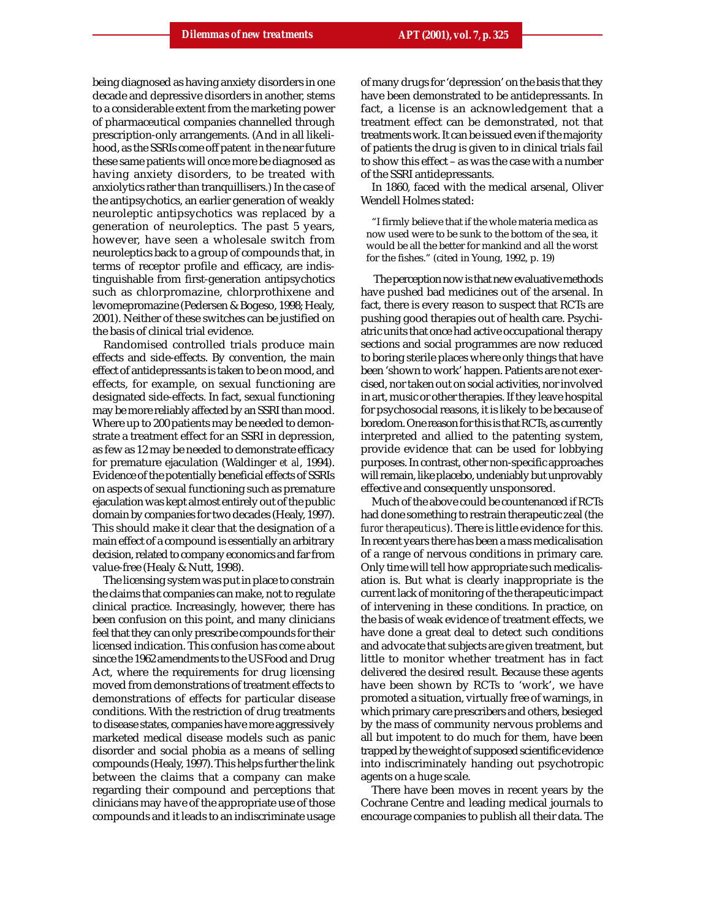being diagnosed as having anxiety disorders in one decade and depressive disorders in another, stems to a considerable extent from the marketing power of pharmaceutical companies channelled through prescription-only arrangements. (And in all likelihood, as the SSRIs come off patent in the near future these same patients will once more be diagnosed as having anxiety disorders, to be treated with anxiolytics rather than tranquillisers.) In the case of the antipsychotics, an earlier generation of weakly neuroleptic antipsychotics was replaced by a generation of neuroleptics. The past 5 years, however, have seen a wholesale switch from neuroleptics back to a group of compounds that, in terms of receptor profile and efficacy, are indistinguishable from first-generation antipsychotics such as chlorpromazine, chlorprothixene and levomepromazine (Pedersen & Bogeso, 1998; Healy, 2001). Neither of these switches can be justified on the basis of clinical trial evidence.

Randomised controlled trials produce main effects and side-effects. By convention, the main effect of antidepressants is taken to be on mood, and effects, for example, on sexual functioning are designated side-effects. In fact, sexual functioning may be more reliably affected by an SSRI than mood. Where up to 200 patients may be needed to demonstrate a treatment effect for an SSRI in depression, as few as 12 may be needed to demonstrate efficacy for premature ejaculation (Waldinger *et al*, 1994). Evidence of the potentially beneficial effects of SSRIs on aspects of sexual functioning such as premature ejaculation was kept almost entirely out of the public domain by companies for two decades (Healy, 1997). This should make it clear that the designation of a main effect of a compound is essentially an arbitrary decision, related to company economics and far from value-free (Healy & Nutt, 1998).

The licensing system was put in place to constrain the claims that companies can make, not to regulate clinical practice. Increasingly, however, there has been confusion on this point, and many clinicians feel that they can only prescribe compounds for their licensed indication. This confusion has come about since the 1962 amendments to the US Food and Drug Act, where the requirements for drug licensing moved from demonstrations of treatment effects to demonstrations of effects for particular disease conditions. With the restriction of drug treatments to disease states, companies have more aggressively marketed medical disease models such as panic disorder and social phobia as a means of selling compounds (Healy, 1997). This helps further the link between the claims that a company can make regarding their compound and perceptions that clinicians may have of the appropriate use of those compounds and it leads to an indiscriminate usage of many drugs for 'depression' on the basis that they have been demonstrated to be antidepressants. In fact, a license is an acknowledgement that a treatment effect can be demonstrated, not that treatments work. It can be issued even if the majority of patients the drug is given to in clinical trials fail to show this effect – as was the case with a number of the SSRI antidepressants.

In 1860, faced with the medical arsenal, Oliver Wendell Holmes stated:

> "I firmly believe that if the whole materia medica as now used were to be sunk to the bottom of the sea, it would be all the better for mankind and all the worst for the fishes." (cited in Young, 1992, p. 19)

The perception now is that new evaluative methods have pushed bad medicines out of the arsenal. In fact, there is every reason to suspect that RCTs are pushing good therapies out of health care. Psychiatric units that once had active occupational therapy sections and social programmes are now reduced to boring sterile places where only things that have been 'shown to work' happen. Patients are not exercised, nor taken out on social activities, nor involved in art, music or other therapies. If they leave hospital for psychosocial reasons, it is likely to be because of boredom. One reason for this is that RCTs, as currently interpreted and allied to the patenting system, provide evidence that can be used for lobbying purposes. In contrast, other non-specific approaches will remain, like placebo, undeniably but unprovably effective and consequently unsponsored.

Much of the above could be countenanced if RCTs had done something to restrain therapeutic zeal (the *furor therapeuticus*). There is little evidence for this. In recent years there has been a mass medicalisation of a range of nervous conditions in primary care. Only time will tell how appropriate such medicalisation is. But what is clearly inappropriate is the current lack of monitoring of the therapeutic impact of intervening in these conditions. In practice, on the basis of weak evidence of treatment effects, we have done a great deal to detect such conditions and advocate that subjects are given treatment, but little to monitor whether treatment has in fact delivered the desired result. Because these agents have been shown by RCTs to 'work', we have promoted a situation, virtually free of warnings, in which primary care prescribers and others, besieged by the mass of community nervous problems and all but impotent to do much for them, have been trapped by the weight of supposed scientific evidence into indiscriminately handing out psychotropic agents on a huge scale.

There have been moves in recent years by the Cochrane Centre and leading medical journals to encourage companies to publish all their data. The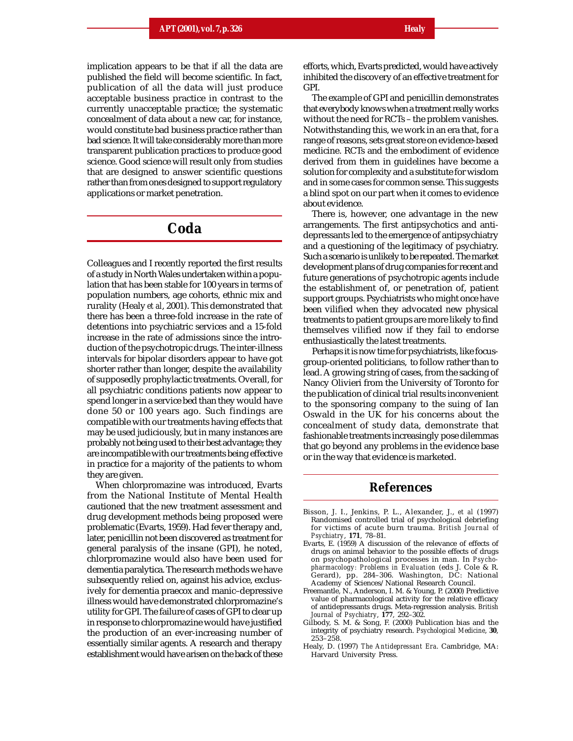implication appears to be that if all the data are published the field will become scientific. In fact, publication of all the data will just produce acceptable business practice in contrast to the currently unacceptable practice; the systematic concealment of data about a new car, for instance, would constitute bad business practice rather than bad science. It will take considerably more than more transparent publication practices to produce good science. Good science will result only from studies that are designed to answer scientific questions rather than from ones designed to support regulatory applications or market penetration.

## Coda

Colleagues and I recently reported the first results of a study in North Wales undertaken within a population that has been stable for 100 years in terms of population numbers, age cohorts, ethnic mix and rurality (Healy *et al*, 2001). This demonstrated that there has been a three-fold increase in the rate of detentions into psychiatric services and a 15-fold increase in the rate of admissions since the introduction of the psychotropic drugs. The inter-illness intervals for bipolar disorders appear to have got shorter rather than longer, despite the availability of supposedly prophylactic treatments. Overall, for all psychiatric conditions patients now appear to spend longer in a service bed than they would have done 50 or 100 years ago. Such findings are compatible with our treatments having effects that may be used judiciously, but in many instances are probably not being used to their best advantage; they are incompatible with our treatments being effective in practice for a majority of the patients to whom they are given.

When chlorpromazine was introduced, Evarts from the National Institute of Mental Health cautioned that the new treatment assessment and drug development methods being proposed were problematic (Evarts, 1959). Had fever therapy and, later, penicillin not been discovered as treatment for general paralysis of the insane (GPI), he noted, chlorpromazine would also have been used for dementia paralytica. The research methods we have subsequently relied on, against his advice, exclusively for dementia praecox and manic–depressive illness would have demonstrated chlorpromazine's utility for GPI. The failure of cases of GPI to clear up in response to chlorpromazine would have justified the production of an ever-increasing number of essentially similar agents. A research and therapy establishment would have arisen on the back of these efforts, which, Evarts predicted, would have actively inhibited the discovery of an effective treatment for GPI.

The example of GPI and penicillin demonstrates that everybody knows when a treatment really works without the need for RCTs – the problem vanishes. Notwithstanding this, we work in an era that, for a range of reasons, sets great store on evidence-based medicine. RCTs and the embodiment of evidence derived from them in guidelines have become a solution for complexity and a substitute for wisdom and in some cases for common sense. This suggests a blind spot on our part when it comes to evidence about evidence.

There is, however, one advantage in the new arrangements. The first antipsychotics and antidepressants led to the emergence of antipsychiatry and a questioning of the legitimacy of psychiatry. Such a scenario is unlikely to be repeated. The market development plans of drug companies for recent and future generations of psychotropic agents include the establishment of, or penetration of, patient support groups. Psychiatrists who might once have been vilified when they advocated new physical treatments to patient groups are more likely to find themselves vilified now if they fail to endorse enthusiastically the latest treatments.

Perhaps it is now time for psychiatrists, like focus-group-oriented politicians, to follow rather than to lead. A growing string of cases, from the sacking of Nancy Olivieri from the University of Toronto for the publication of clinical trial results inconvenient to the sponsoring company to the suing of Ian Oswald in the UK for his concerns about the concealment of study data, demonstrate that fashionable treatments increasingly pose dilemmas that go beyond any problems in the evidence base or in the way that evidence is marketed.

## References

Bisson, J. I., Jenkins, P. L., Alexander, J., *et al* (1997) Randomised controlled trial of psychological debriefing for victims of acute burn trauma. *British Journal of Psychiatry*, **171**, 78–81.

Evarts, E. (1959) A discussion of the relevance of effects of drugs on animal behavior to the possible effects of drugs on psychopathological processes in man. In *Psychopharmacology: Problems in Evaluation* (eds J. Cole & R. Gerard), pp. 284–306. Washington, DC: National Academy of Sciences/National Research Council.

Freemantle, N., Anderson, I. M. & Young, P. (2000) Predictive value of pharmacological activity for the relative efficacy of antidepressants drugs. Meta-regression analysis. *British Journal of Psychiatry*, **177**, 292–302.

Gilbody, S. M. & Song, F. (2000) Publication bias and the integrity of psychiatry research. *Psychological Medicine*, **30**, 253–258.

Healy, D. (1997) *The Antidepressant Era*. Cambridge, MA: Harvard University Press.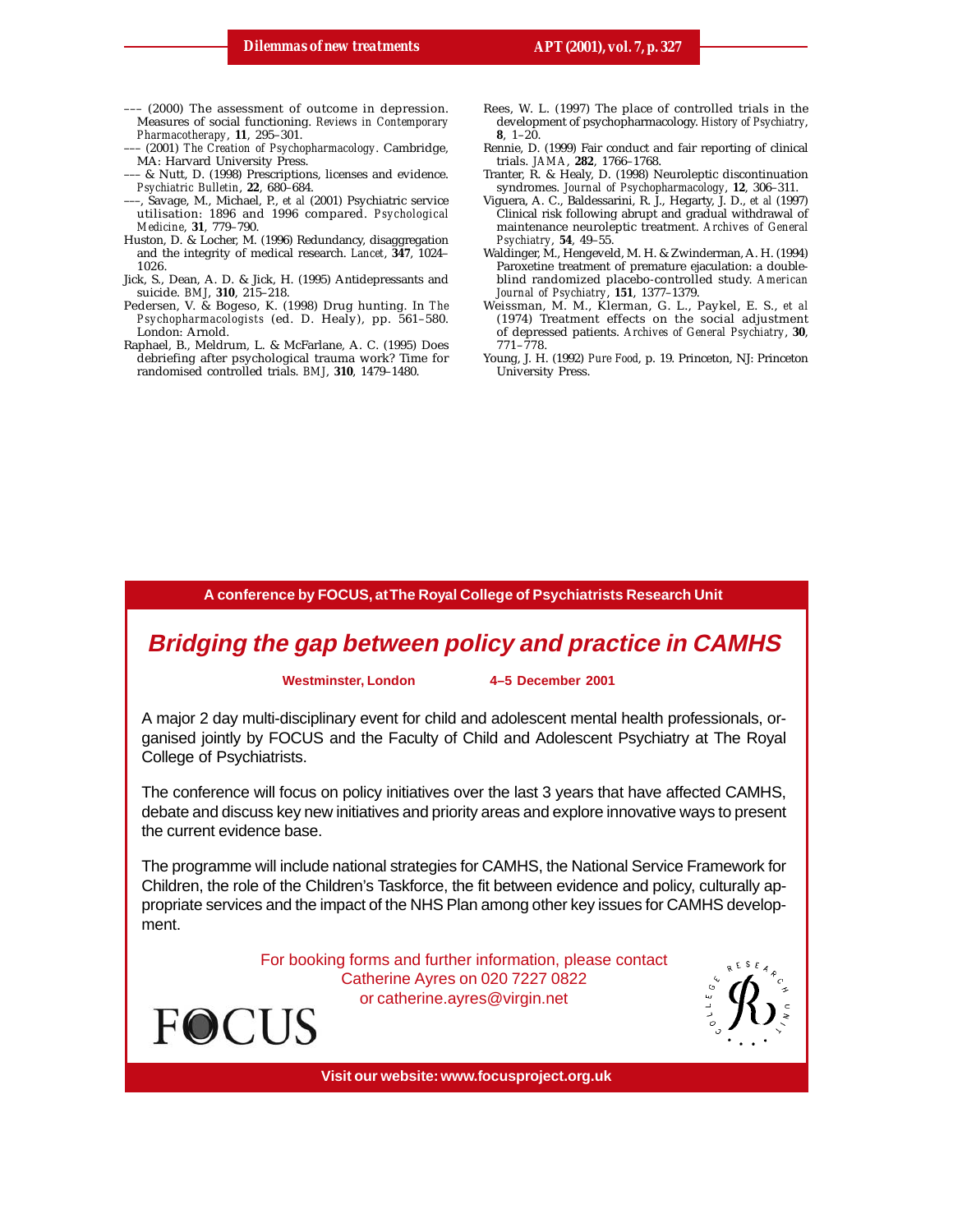––– (2000) The assessment of outcome in depression. Measures of social functioning. *Reviews in Contemporary Pharmacotherapy*, **11**, 295–301.

––– (2001) *The Creation of Psychopharmacology*. Cambridge, MA: Harvard University Press.

––– & Nutt, D. (1998) Prescriptions, licenses and evidence. *Psychiatric Bulletin*, **22**, 680–684.

–––, Savage, M., Michael, P., *et al* (2001) Psychiatric service utilisation: 1896 and 1996 compared. *Psychological Medicine*, **31**, 779–790.

Huston, D. & Locher, M. (1996) Redundancy, disaggregation and the integrity of medical research. *Lancet*, **347**, 1024–1026.

Jick, S., Dean, A. D. & Jick, H. (1995) Antidepressants and suicide. *BMJ*, **310**, 215–218.

Pedersen, V. & Bogeso, K. (1998) Drug hunting. In *The Psychopharmacologists* (ed. D. Healy), pp. 561–580. London: Arnold.

Raphael, B., Meldrum, L. & McFarlane, A. C. (1995) Does debriefing after psychological trauma work? Time for randomised controlled trials. *BMJ*, **310**, 1479–1480.

Rees, W. L. (1997) The place of controlled trials in the development of psychopharmacology. *History of Psychiatry*, **8**, 1–20.

Rennie, D. (1999) Fair conduct and fair reporting of clinical trials. *JAMA*, **282**, 1766–1768.

Tranter, R. & Healy, D. (1998) Neuroleptic discontinuation syndromes. *Journal of Psychopharmacology*, **12**, 306–311.

Viguera, A. C., Baldessarini, R. J., Hegarty, J. D., *et al* (1997) Clinical risk following abrupt and gradual withdrawal of maintenance neuroleptic treatment. *Archives of General Psychiatry*, **54**, 49–55.

Waldinger, M., Hengeveld, M. H. & Zwinderman, A. H. (1994) Paroxetine treatment of premature ejaculation: a double-blind randomized placebo-controlled study. *American Journal of Psychiatry*, **151**, 1377–1379.

Weissman, M. M., Klerman, G. L., Paykel, E. S., *et al* (1974) Treatment effects on the social adjustment of depressed patients. *Archives of General Psychiatry*, **30**, 771–778.

Young, J. H. (1992) *Pure Food*, p. 19. Princeton, NJ: Princeton University Press.

---

**A conference by FOCUS, at The Royal College of Psychiatrists Research Unit**

## *Bridging the gap between policy and practice in CAMHS*

**Westminster, London** **4–5 December 2001**

A major 2 day multi-disciplinary event for child and adolescent mental health professionals, organised jointly by FOCUS and the Faculty of Child and Adolescent Psychiatry at The Royal College of Psychiatrists.

The conference will focus on policy initiatives over the last 3 years that have affected CAMHS, debate and discuss key new initiatives and priority areas and explore innovative ways to present the current evidence base.

The programme will include national strategies for CAMHS, the National Service Framework for Children, the role of the Children's Taskforce, the fit between evidence and policy, culturally appropriate services and the impact of the NHS Plan among other key issues for CAMHS development.

For booking forms and further information, please contact
Catherine Ayres on 020 7227 0822
or catherine.ayres@virgin.net

FOCUS

College Research Unit

**Visit our website: www.focusproject.org.uk**